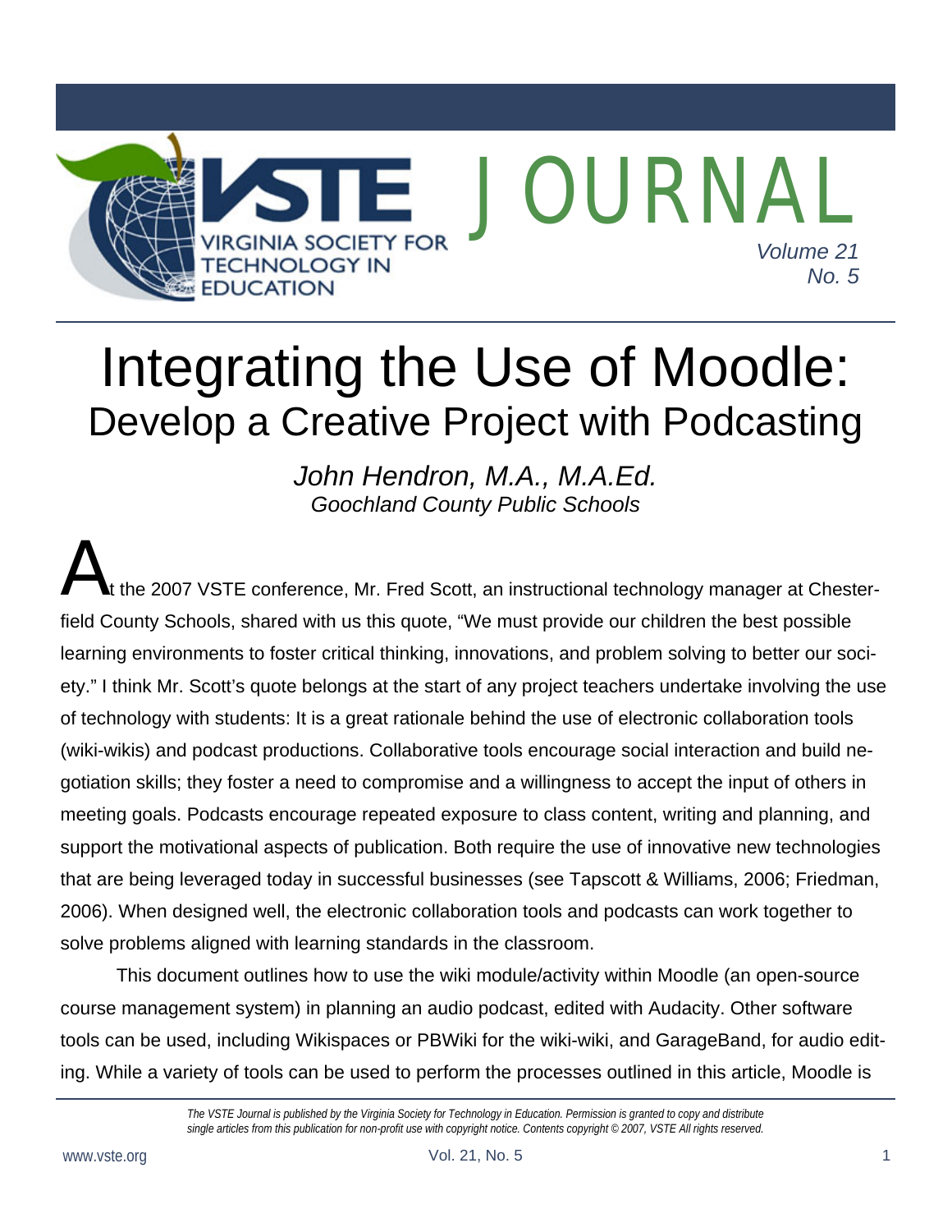# Integrating the Use of Moodle:
## Develop a Creative Project with Podcasting

*John Hendron, M.A., M.A.Ed.*
*Goochland County Public Schools*

At the 2007 VSTE conference, Mr. Fred Scott, an instructional technology manager at Chesterfield County Schools, shared with us this quote, "We must provide our children the best possible learning environments to foster critical thinking, innovations, and problem solving to better our society." I think Mr. Scott's quote belongs at the start of any project teachers undertake involving the use of technology with students: It is a great rationale behind the use of electronic collaboration tools (wiki-wikis) and podcast productions. Collaborative tools encourage social interaction and build negotiation skills; they foster a need to compromise and a willingness to accept the input of others in meeting goals. Podcasts encourage repeated exposure to class content, writing and planning, and support the motivational aspects of publication. Both require the use of innovative new technologies that are being leveraged today in successful businesses (see Tapscott & Williams, 2006; Friedman, 2006). When designed well, the electronic collaboration tools and podcasts can work together to solve problems aligned with learning standards in the classroom.

This document outlines how to use the wiki module/activity within Moodle (an open-source course management system) in planning an audio podcast, edited with Audacity. Other software tools can be used, including Wikispaces or PBWiki for the wiki-wiki, and GarageBand, for audio editing. While a variety of tools can be used to perform the processes outlined in this article, Moodle is

*The VSTE Journal is published by the Virginia Society for Technology in Education. Permission is granted to copy and distribute single articles from this publication for non-profit use with copyright notice. Contents copyright © 2007, VSTE All rights reserved.*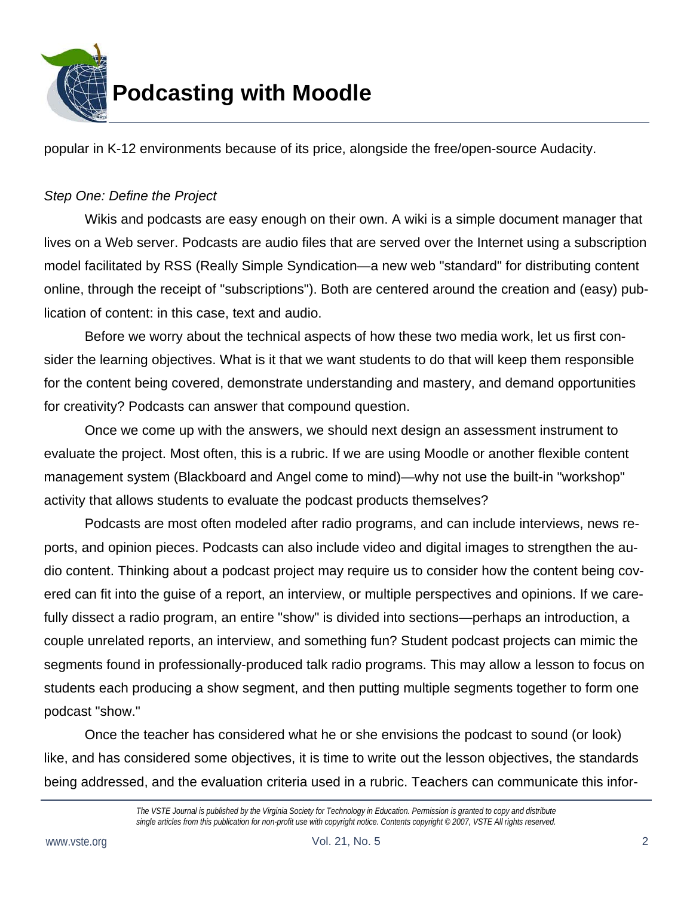popular in K-12 environments because of its price, alongside the free/open-source Audacity.

*Step One: Define the Project*

Wikis and podcasts are easy enough on their own. A wiki is a simple document manager that lives on a Web server. Podcasts are audio files that are served over the Internet using a subscription model facilitated by RSS (Really Simple Syndication—a new web "standard" for distributing content online, through the receipt of "subscriptions"). Both are centered around the creation and (easy) publication of content: in this case, text and audio.

Before we worry about the technical aspects of how these two media work, let us first consider the learning objectives. What is it that we want students to do that will keep them responsible for the content being covered, demonstrate understanding and mastery, and demand opportunities for creativity? Podcasts can answer that compound question.

Once we come up with the answers, we should next design an assessment instrument to evaluate the project. Most often, this is a rubric. If we are using Moodle or another flexible content management system (Blackboard and Angel come to mind)—why not use the built-in "workshop" activity that allows students to evaluate the podcast products themselves?

Podcasts are most often modeled after radio programs, and can include interviews, news reports, and opinion pieces. Podcasts can also include video and digital images to strengthen the audio content. Thinking about a podcast project may require us to consider how the content being covered can fit into the guise of a report, an interview, or multiple perspectives and opinions. If we carefully dissect a radio program, an entire "show" is divided into sections—perhaps an introduction, a couple unrelated reports, an interview, and something fun? Student podcast projects can mimic the segments found in professionally-produced talk radio programs. This may allow a lesson to focus on students each producing a show segment, and then putting multiple segments together to form one podcast "show."

Once the teacher has considered what he or she envisions the podcast to sound (or look) like, and has considered some objectives, it is time to write out the lesson objectives, the standards being addressed, and the evaluation criteria used in a rubric. Teachers can communicate this infor-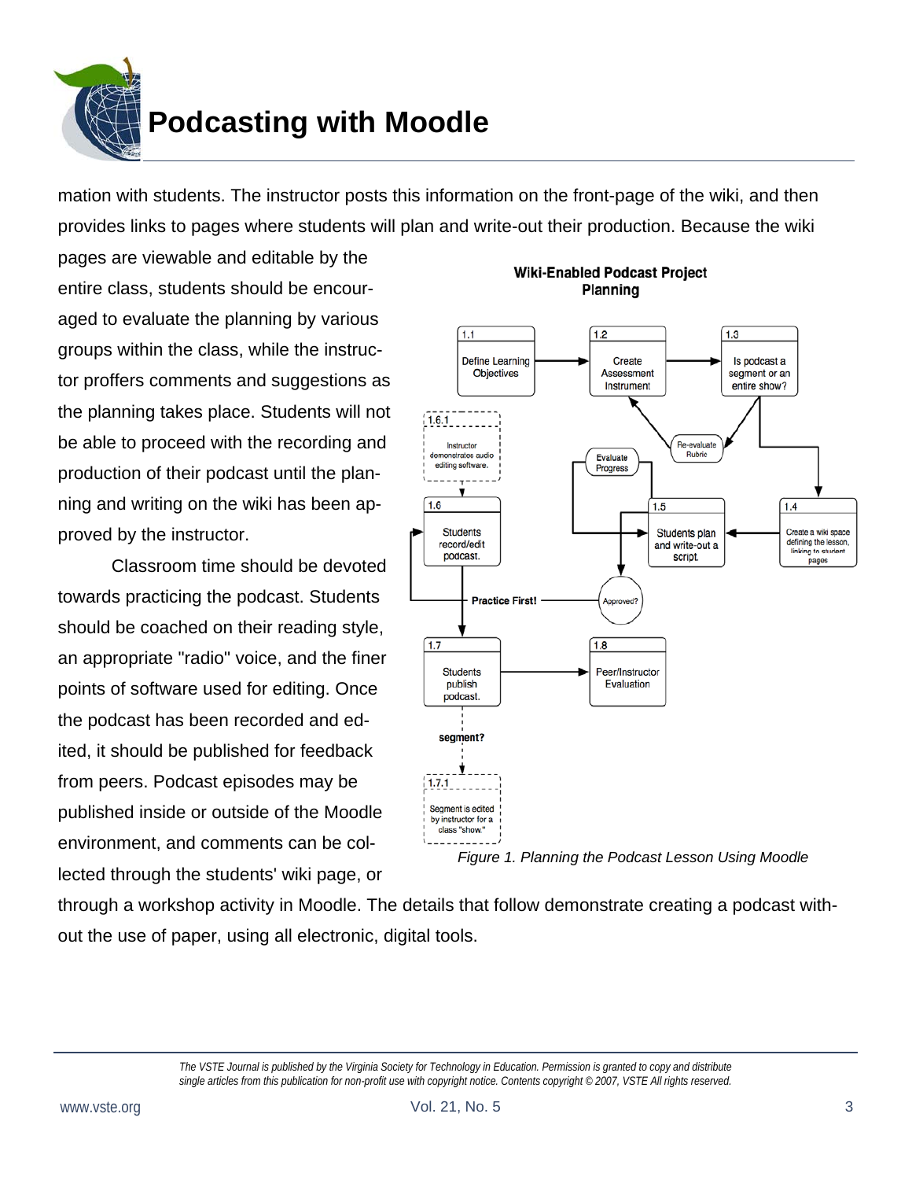mation with students. The instructor posts this information on the front-page of the wiki, and then provides links to pages where students will plan and write-out their production. Because the wiki pages are viewable and editable by the entire class, students should be encouraged to evaluate the planning by various groups within the class, while the instructor proffers comments and suggestions as the planning takes place. Students will not be able to proceed with the recording and production of their podcast until the planning and writing on the wiki has been approved by the instructor.

Classroom time should be devoted towards practicing the podcast. Students should be coached on their reading style, an appropriate "radio" voice, and the finer points of software used for editing. Once the podcast has been recorded and edited, it should be published for feedback from peers. Podcast episodes may be published inside or outside of the Moodle environment, and comments can be collected through the students' wiki page, or through a workshop activity in Moodle. The details that follow demonstrate creating a podcast without the use of paper, using all electronic, digital tools.

**Wiki-Enabled Podcast Project Planning**

- 1.1 Define Learning Objectives
- 1.2 Create Assessment Instrument
- 1.3 Is podcast a segment or an entire show?
- 1.4 Create a wiki space defining the lesson, linking to student pages
- 1.5 Students plan and write-out a script.
- 1.6 Students record/edit podcast.
- 1.6.1 Instructor demonstrates audio editing software.
- 1.7 Students publish podcast.
- 1.7.1 Segment is edited by instructor for a class "show."
- 1.8 Peer/Instructor Evaluation
- Re-evaluate Rubric
- Evaluate Progress
- Approved?
- Practice First!
- segment?

*Figure 1. Planning the Podcast Lesson Using Moodle*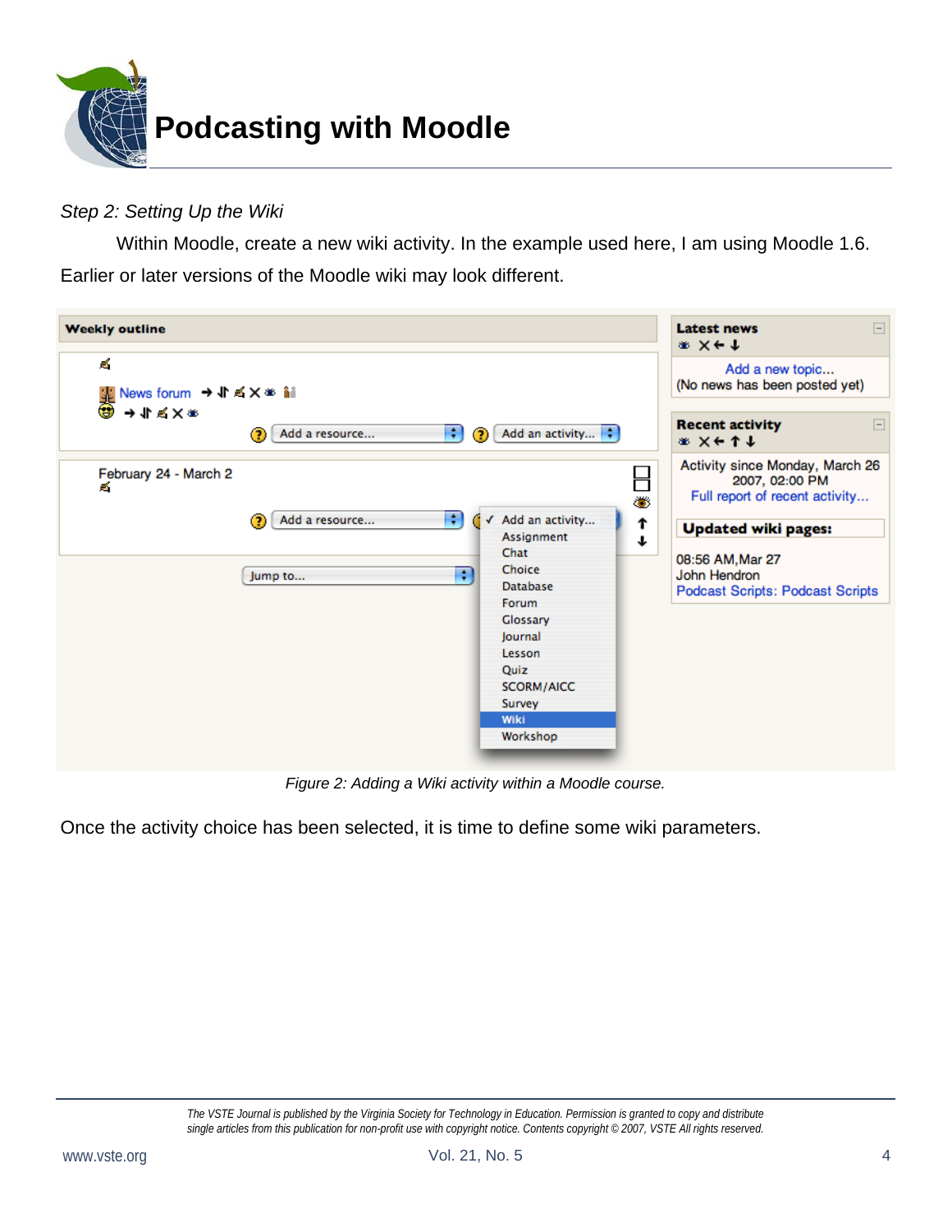*Step 2: Setting Up the Wiki*

Within Moodle, create a new wiki activity. In the example used here, I am using Moodle 1.6. Earlier or later versions of the Moodle wiki may look different.

*Figure 2: Adding a Wiki activity within a Moodle course.*

Once the activity choice has been selected, it is time to define some wiki parameters.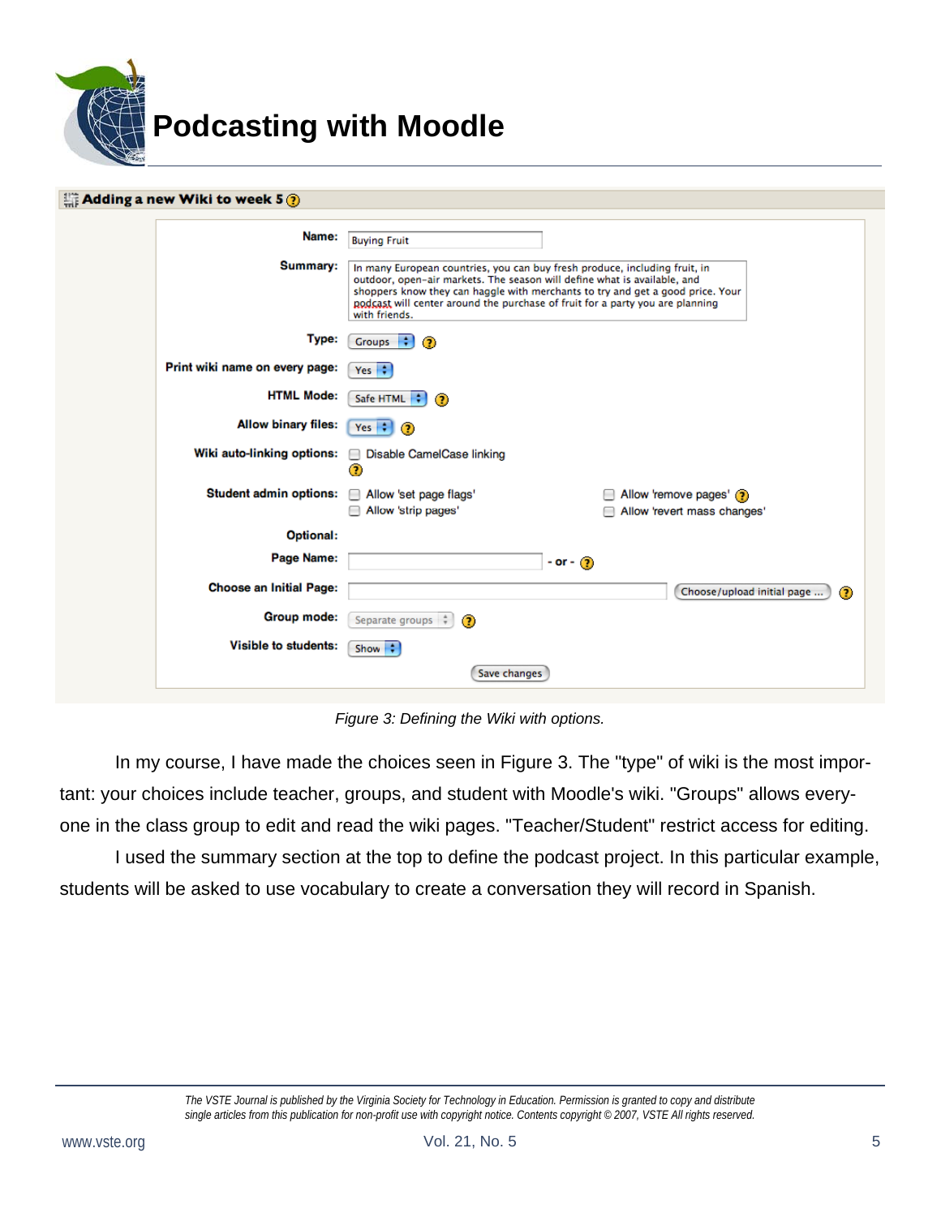# Podcasting with Moodle

Figure 3: Defining the Wiki with options.

In my course, I have made the choices seen in Figure 3. The "type" of wiki is the most important: your choices include teacher, groups, and student with Moodle's wiki. "Groups" allows everyone in the class group to edit and read the wiki pages. "Teacher/Student" restrict access for editing.

I used the summary section at the top to define the podcast project. In this particular example, students will be asked to use vocabulary to create a conversation they will record in Spanish.

*The VSTE Journal is published by the Virginia Society for Technology in Education. Permission is granted to copy and distribute single articles from this publication for non-profit use with copyright notice. Contents copyright © 2007, VSTE All rights reserved.*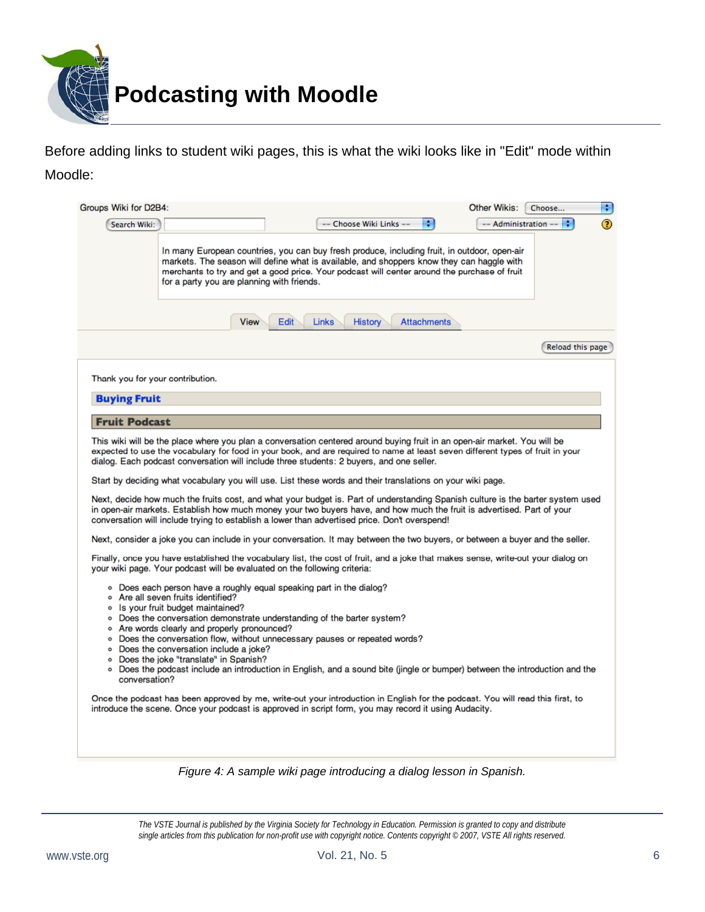# Podcasting with Moodle

Before adding links to student wiki pages, this is what the wiki looks like in "Edit" mode within Moodle:

Groups Wiki for D2B4:

Other Wikis: Choose...

Search Wiki: -- Choose Wiki Links -- -- Administration --

In many European countries, you can buy fresh produce, including fruit, in outdoor, open-air markets. The season will define what is available, and shoppers know they can haggle with merchants to try and get a good price. Your podcast will center around the purchase of fruit for a party you are planning with friends.

View | Edit | Links | History | Attachments

Reload this page

Thank you for your contribution.

**Buying Fruit**

**Fruit Podcast**

This wiki will be the place where you plan a conversation centered around buying fruit in an open-air market. You will be expected to use the vocabulary for food in your book, and are required to name at least seven different types of fruit in your dialog. Each podcast conversation will include three students: 2 buyers, and one seller.

Start by deciding what vocabulary you will use. List these words and their translations on your wiki page.

Next, decide how much the fruits cost, and what your budget is. Part of understanding Spanish culture is the barter system used in open-air markets. Establish how much money your two buyers have, and how much the fruit is advertised. Part of your conversation will include trying to establish a lower than advertised price. Don't overspend!

Next, consider a joke you can include in your conversation. It may between the two buyers, or between a buyer and the seller.

Finally, once you have established the vocabulary list, the cost of fruit, and a joke that makes sense, write-out your dialog on your wiki page. Your podcast will be evaluated on the following criteria:

- Does each person have a roughly equal speaking part in the dialog?
- Are all seven fruits identified?
- Is your fruit budget maintained?
- Does the conversation demonstrate understanding of the barter system?
- Are words clearly and properly pronounced?
- Does the conversation flow, without unnecessary pauses or repeated words?
- Does the conversation include a joke?
- Does the joke "translate" in Spanish?
- Does the podcast include an introduction in English, and a sound bite (jingle or bumper) between the introduction and the conversation?

Once the podcast has been approved by me, write-out your introduction in English for the podcast. You will read this first, to introduce the scene. Once your podcast is approved in script form, you may record it using Audacity.

*Figure 4: A sample wiki page introducing a dialog lesson in Spanish.*

*The VSTE Journal is published by the Virginia Society for Technology in Education. Permission is granted to copy and distribute single articles from this publication for non-profit use with copyright notice. Contents copyright © 2007, VSTE All rights reserved.*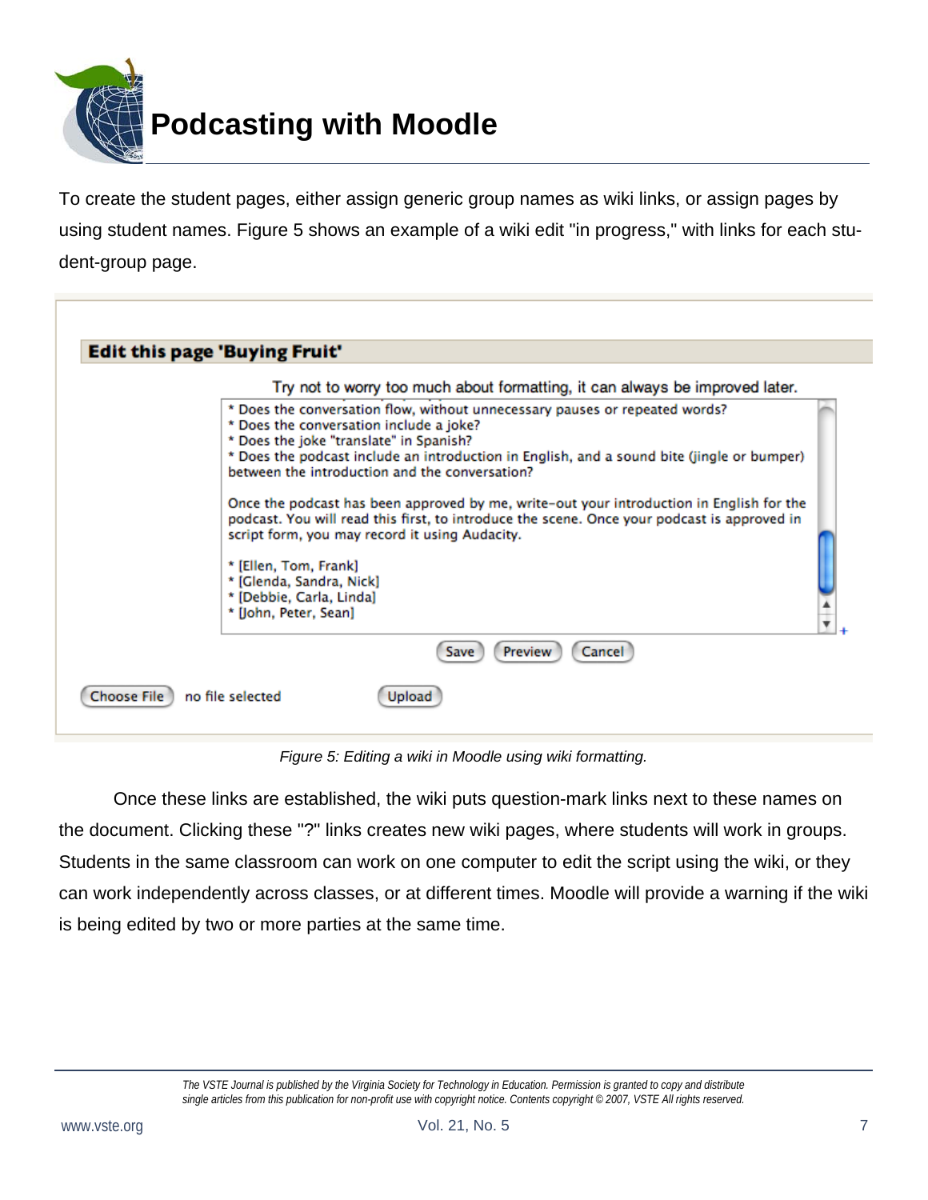# Podcasting with Moodle

To create the student pages, either assign generic group names as wiki links, or assign pages by using student names. Figure 5 shows an example of a wiki edit "in progress," with links for each student-group page.

**Edit this page 'Buying Fruit'**

Try not to worry too much about formatting, it can always be improved later.

```
* Does the conversation flow, without unnecessary pauses or repeated words?
* Does the conversation include a joke?
* Does the joke "translate" in Spanish?
* Does the podcast include an introduction in English, and a sound bite (jingle or bumper) between the introduction and the conversation?

Once the podcast has been approved by me, write-out your introduction in English for the podcast. You will read this first, to introduce the scene. Once your podcast is approved in script form, you may record it using Audacity.

* [Ellen, Tom, Frank]
* [Glenda, Sandra, Nick]
* [Debbie, Carla, Linda]
* [John, Peter, Sean]
```

Save | Preview | Cancel

Choose File | no file selected | Upload

*Figure 5: Editing a wiki in Moodle using wiki formatting.*

Once these links are established, the wiki puts question-mark links next to these names on the document. Clicking these "?" links creates new wiki pages, where students will work in groups. Students in the same classroom can work on one computer to edit the script using the wiki, or they can work independently across classes, or at different times. Moodle will provide a warning if the wiki is being edited by two or more parties at the same time.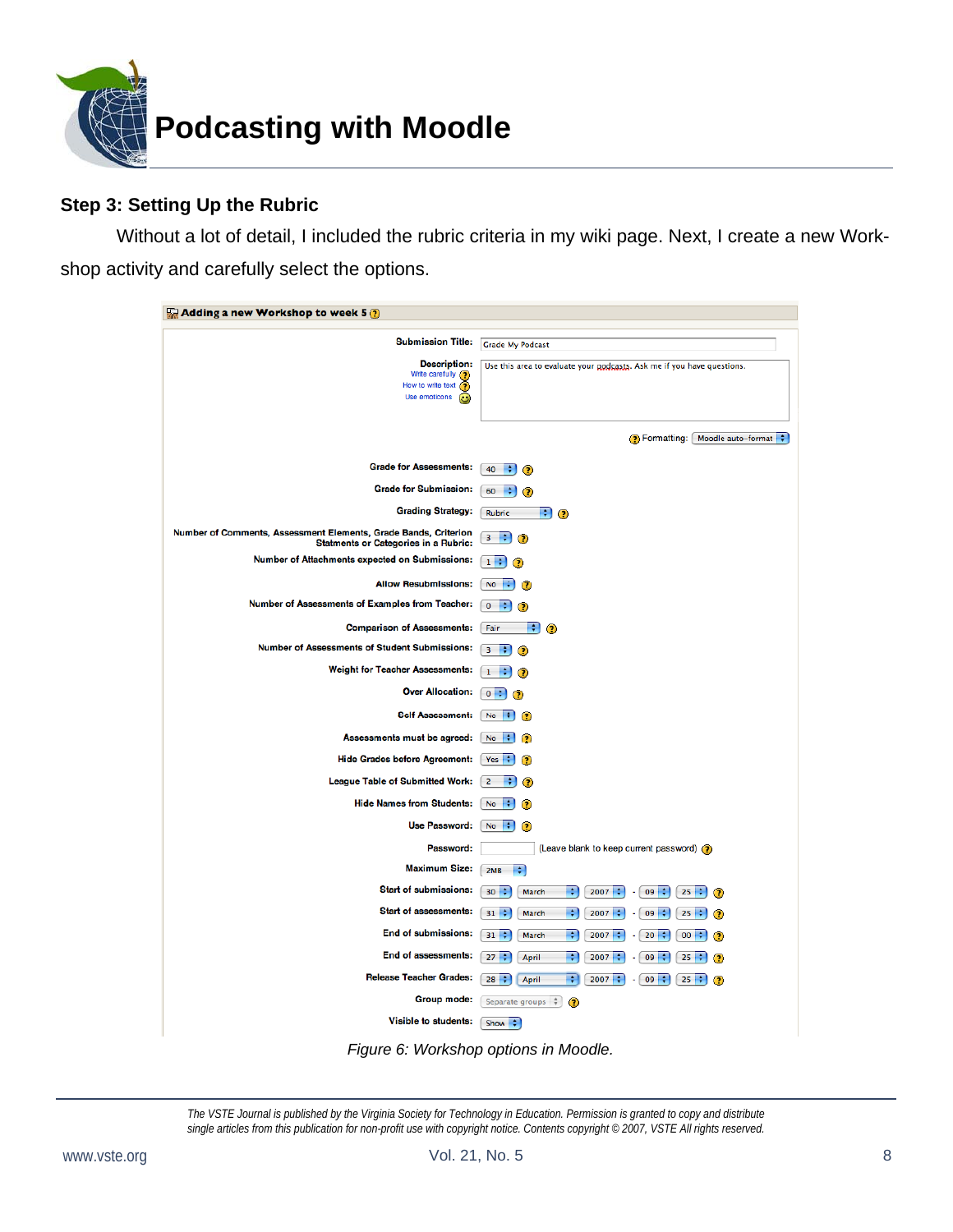### Step 3: Setting Up the Rubric

Without a lot of detail, I included the rubric criteria in my wiki page. Next, I create a new Workshop activity and carefully select the options.

**Adding a new Workshop to week 5**

| Field | Value |
|---|---|
| Submission Title: | Grade My Podcast |
| Description: | Use this area to evaluate your podcasts. Ask me if you have questions. |
| Formatting: | Moodle auto-format |
| Grade for Assessments: | 40 |
| Grade for Submission: | 60 |
| Grading Strategy: | Rubric |
| Number of Comments, Assessment Elements, Grade Bands, Criterion Statments or Categories in a Rubric: | 3 |
| Number of Attachments expected on Submissions: | 1 |
| Allow Resubmissions: | No |
| Number of Assessments of Examples from Teacher: | 0 |
| Comparison of Assessments: | Fair |
| Number of Assessments of Student Submissions: | 3 |
| Weight for Teacher Assessments: | 1 |
| Over Allocation: | 0 |
| Self Assessment: | No |
| Assessments must be agreed: | No |
| Hide Grades before Agreement: | Yes |
| League Table of Submitted Work: | 2 |
| Hide Names from Students: | No |
| Use Password: | No |
| Password: | (Leave blank to keep current password) |
| Maximum Size: | 2MB |
| Start of submissions: | 30 March 2007 - 09 25 |
| Start of assessments: | 31 March 2007 - 09 25 |
| End of submissions: | 31 March 2007 - 20 00 |
| End of assessments: | 27 April 2007 - 09 25 |
| Release Teacher Grades: | 28 April 2007 - 09 25 |
| Group mode: | Separate groups |
| Visible to students: | Show |

*Figure 6: Workshop options in Moodle.*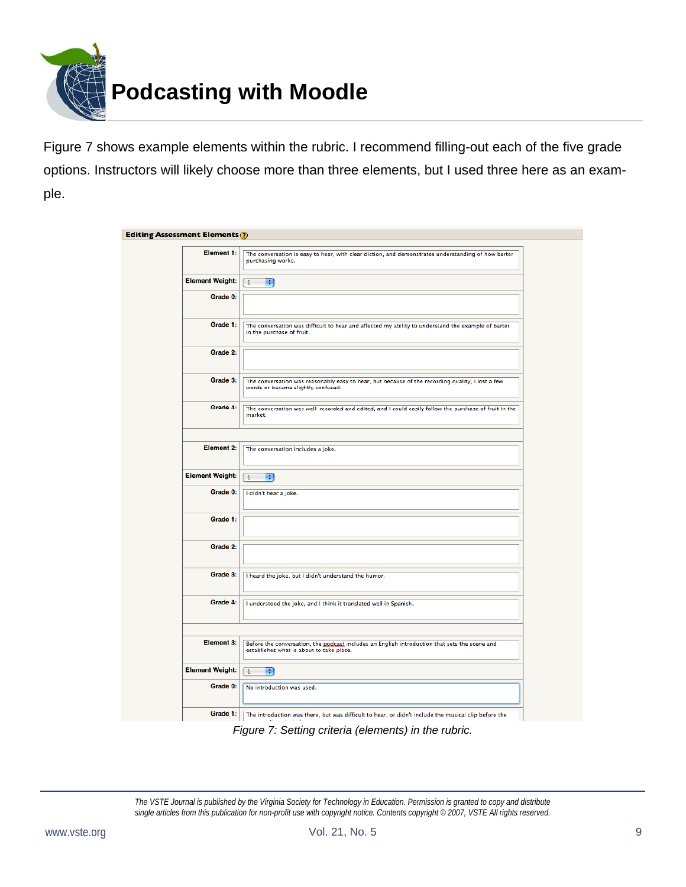# Podcasting with Moodle

Figure 7 shows example elements within the rubric. I recommend filling-out each of the five grade options. Instructors will likely choose more than three elements, but I used three here as an example.

**Editing Assessment Elements**

| | |
|---|---|
| **Element 1:** | The conversation is easy to hear, with clear diction, and demonstrates understanding of how barter purchasing works. |
| **Element Weight:** | 1 |
| **Grade 0:** | |
| **Grade 1:** | The conversation was difficult to hear and affected my ability to understand the example of barter in the purchase of fruit. |
| **Grade 2:** | |
| **Grade 3:** | The conversation was reasonably easy to hear, but because of the recording quality, I lost a few words or became slightly confused. |
| **Grade 4:** | The conversation was well-recorded and edited, and I could easily follow the purchase of fruit in the market. |
| | |
| **Element 2:** | The conversation includes a joke. |
| **Element Weight:** | 1 |
| **Grade 0:** | I didn't hear a joke. |
| **Grade 1:** | |
| **Grade 2:** | |
| **Grade 3:** | I heard the joke, but I didn't understand the humor. |
| **Grade 4:** | I understood the joke, and I think it translated well in Spanish. |
| | |
| **Element 3:** | Before the conversation, the podcast includes an English introduction that sets the scene and establishes what is about to take place. |
| **Element Weight:** | 1 |
| **Grade 0:** | No introduction was used. |
| **Grade 1:** | The introduction was there, but was difficult to hear, or didn't include the musical clip before the |

*Figure 7: Setting criteria (elements) in the rubric.*

*The VSTE Journal is published by the Virginia Society for Technology in Education. Permission is granted to copy and distribute single articles from this publication for non-profit use with copyright notice. Contents copyright © 2007, VSTE All rights reserved.*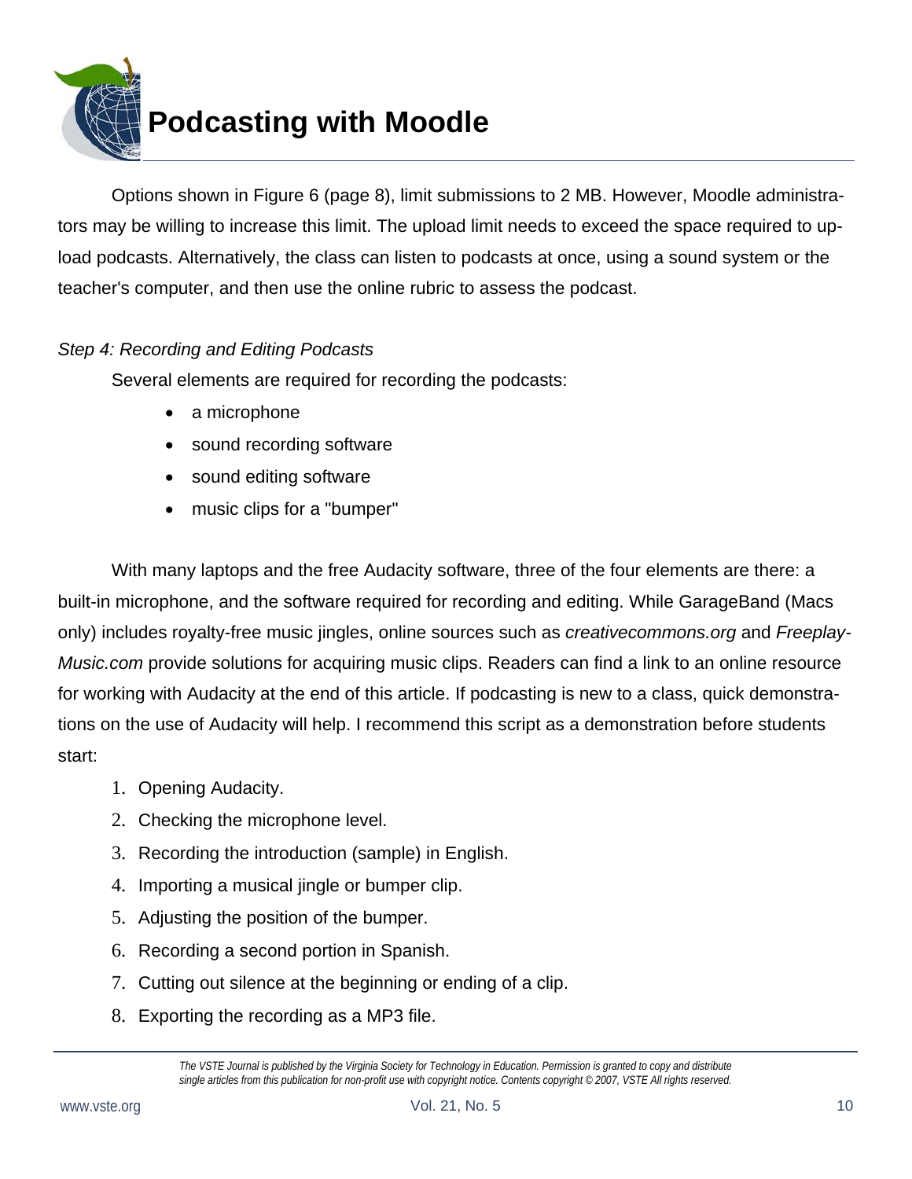# Podcasting with Moodle

Options shown in Figure 6 (page 8), limit submissions to 2 MB. However, Moodle administrators may be willing to increase this limit. The upload limit needs to exceed the space required to upload podcasts. Alternatively, the class can listen to podcasts at once, using a sound system or the teacher's computer, and then use the online rubric to assess the podcast.

*Step 4: Recording and Editing Podcasts*

Several elements are required for recording the podcasts:

- a microphone
- sound recording software
- sound editing software
- music clips for a "bumper"

With many laptops and the free Audacity software, three of the four elements are there: a built-in microphone, and the software required for recording and editing. While GarageBand (Macs only) includes royalty-free music jingles, online sources such as *creativecommons.org* and *Freeplay-Music.com* provide solutions for acquiring music clips. Readers can find a link to an online resource for working with Audacity at the end of this article. If podcasting is new to a class, quick demonstrations on the use of Audacity will help. I recommend this script as a demonstration before students start:

1. Opening Audacity.
2. Checking the microphone level.
3. Recording the introduction (sample) in English.
4. Importing a musical jingle or bumper clip.
5. Adjusting the position of the bumper.
6. Recording a second portion in Spanish.
7. Cutting out silence at the beginning or ending of a clip.
8. Exporting the recording as a MP3 file.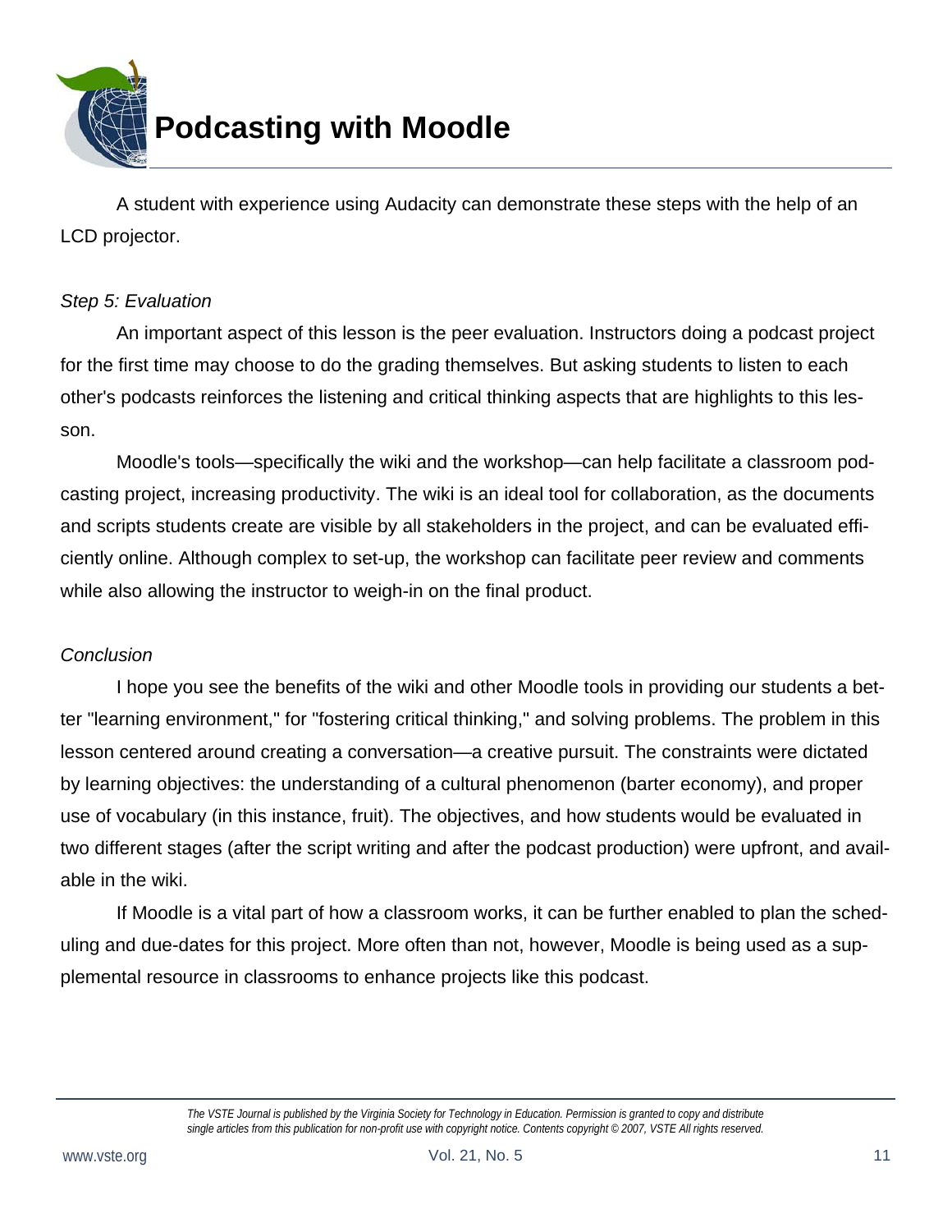A student with experience using Audacity can demonstrate these steps with the help of an LCD projector.

*Step 5: Evaluation*

An important aspect of this lesson is the peer evaluation. Instructors doing a podcast project for the first time may choose to do the grading themselves. But asking students to listen to each other's podcasts reinforces the listening and critical thinking aspects that are highlights to this lesson.

Moodle's tools—specifically the wiki and the workshop—can help facilitate a classroom podcasting project, increasing productivity. The wiki is an ideal tool for collaboration, as the documents and scripts students create are visible by all stakeholders in the project, and can be evaluated efficiently online. Although complex to set-up, the workshop can facilitate peer review and comments while also allowing the instructor to weigh-in on the final product.

*Conclusion*

I hope you see the benefits of the wiki and other Moodle tools in providing our students a better "learning environment," for "fostering critical thinking," and solving problems. The problem in this lesson centered around creating a conversation—a creative pursuit. The constraints were dictated by learning objectives: the understanding of a cultural phenomenon (barter economy), and proper use of vocabulary (in this instance, fruit). The objectives, and how students would be evaluated in two different stages (after the script writing and after the podcast production) were upfront, and available in the wiki.

If Moodle is a vital part of how a classroom works, it can be further enabled to plan the scheduling and due-dates for this project. More often than not, however, Moodle is being used as a supplemental resource in classrooms to enhance projects like this podcast.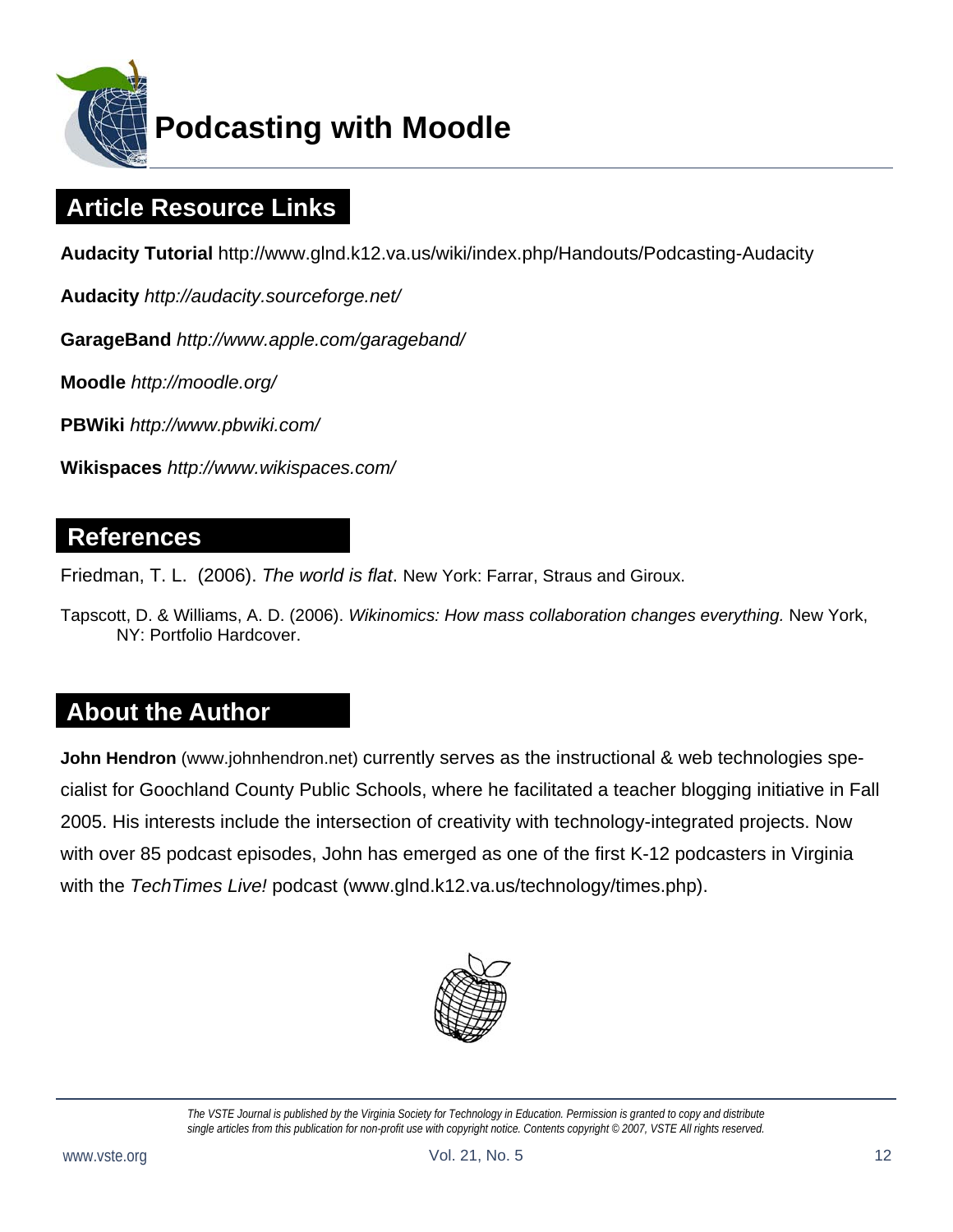# Podcasting with Moodle

## Article Resource Links

**Audacity Tutorial** http://www.glnd.k12.va.us/wiki/index.php/Handouts/Podcasting-Audacity

**Audacity** *http://audacity.sourceforge.net/*

**GarageBand** *http://www.apple.com/garageband/*

**Moodle** *http://moodle.org/*

**PBWiki** *http://www.pbwiki.com/*

**Wikispaces** *http://www.wikispaces.com/*

## References

Friedman, T. L. (2006). *The world is flat*. New York: Farrar, Straus and Giroux.

Tapscott, D. & Williams, A. D. (2006). *Wikinomics: How mass collaboration changes everything.* New York, NY: Portfolio Hardcover.

## About the Author

**John Hendron** (www.johnhendron.net) currently serves as the instructional & web technologies specialist for Goochland County Public Schools, where he facilitated a teacher blogging initiative in Fall 2005. His interests include the intersection of creativity with technology-integrated projects. Now with over 85 podcast episodes, John has emerged as one of the first K-12 podcasters in Virginia with the *TechTimes Live!* podcast (www.glnd.k12.va.us/technology/times.php).

*The VSTE Journal is published by the Virginia Society for Technology in Education. Permission is granted to copy and distribute single articles from this publication for non-profit use with copyright notice. Contents copyright © 2007, VSTE All rights reserved.*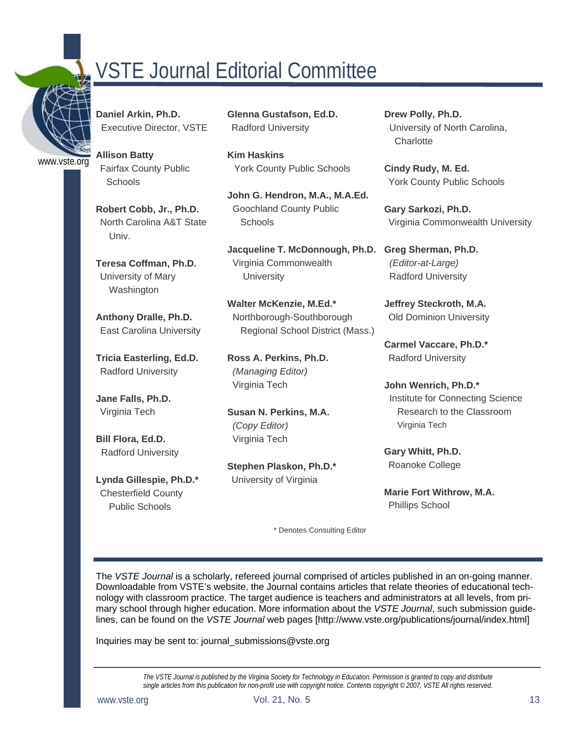# VSTE Journal Editorial Committee

**Daniel Arkin, Ph.D.**
Executive Director, VSTE

**Allison Batty**
Fairfax County Public Schools

**Robert Cobb, Jr., Ph.D.**
North Carolina A&T State Univ.

**Teresa Coffman, Ph.D.**
University of Mary Washington

**Anthony Dralle, Ph.D.**
East Carolina University

**Tricia Easterling, Ed.D.**
Radford University

**Jane Falls, Ph.D.**
Virginia Tech

**Bill Flora, Ed.D.**
Radford University

**Lynda Gillespie, Ph.D.***
Chesterfield County Public Schools

**Glenna Gustafson, Ed.D.**
Radford University

**Kim Haskins**
York County Public Schools

**John G. Hendron, M.A., M.A.Ed.**
Goochland County Public Schools

**Jacqueline T. McDonnough, Ph.D.**
Virginia Commonwealth University

**Walter McKenzie, M.Ed.***
Northborough-Southborough Regional School District (Mass.)

**Ross A. Perkins, Ph.D.**
*(Managing Editor)*
Virginia Tech

**Susan N. Perkins, M.A.**
*(Copy Editor)*
Virginia Tech

**Stephen Plaskon, Ph.D.***
University of Virginia

**Drew Polly, Ph.D.**
University of North Carolina, Charlotte

**Cindy Rudy, M. Ed.**
York County Public Schools

**Gary Sarkozi, Ph.D.**
Virginia Commonwealth University

**Greg Sherman, Ph.D.**
*(Editor-at-Large)*
Radford University

**Jeffrey Steckroth, M.A.**
Old Dominion University

**Carmel Vaccare, Ph.D.***
Radford University

**John Wenrich, Ph.D.***
Institute for Connecting Science Research to the Classroom
Virginia Tech

**Gary Whitt, Ph.D.**
Roanoke College

**Marie Fort Withrow, M.A.**
Phillips School

* Denotes Consulting Editor

The *VSTE Journal* is a scholarly, refereed journal comprised of articles published in an on-going manner. Downloadable from VSTE's website, the Journal contains articles that relate theories of educational technology with classroom practice. The target audience is teachers and administrators at all levels, from primary school through higher education. More information about the *VSTE Journal*, such submission guidelines, can be found on the *VSTE Journal* web pages [http://www.vste.org/publications/journal/index.html]

Inquiries may be sent to: journal_submissions@vste.org

*The VSTE Journal is published by the Virginia Society for Technology in Education. Permission is granted to copy and distribute single articles from this publication for non-profit use with copyright notice. Contents copyright © 2007, VSTE All rights reserved.*